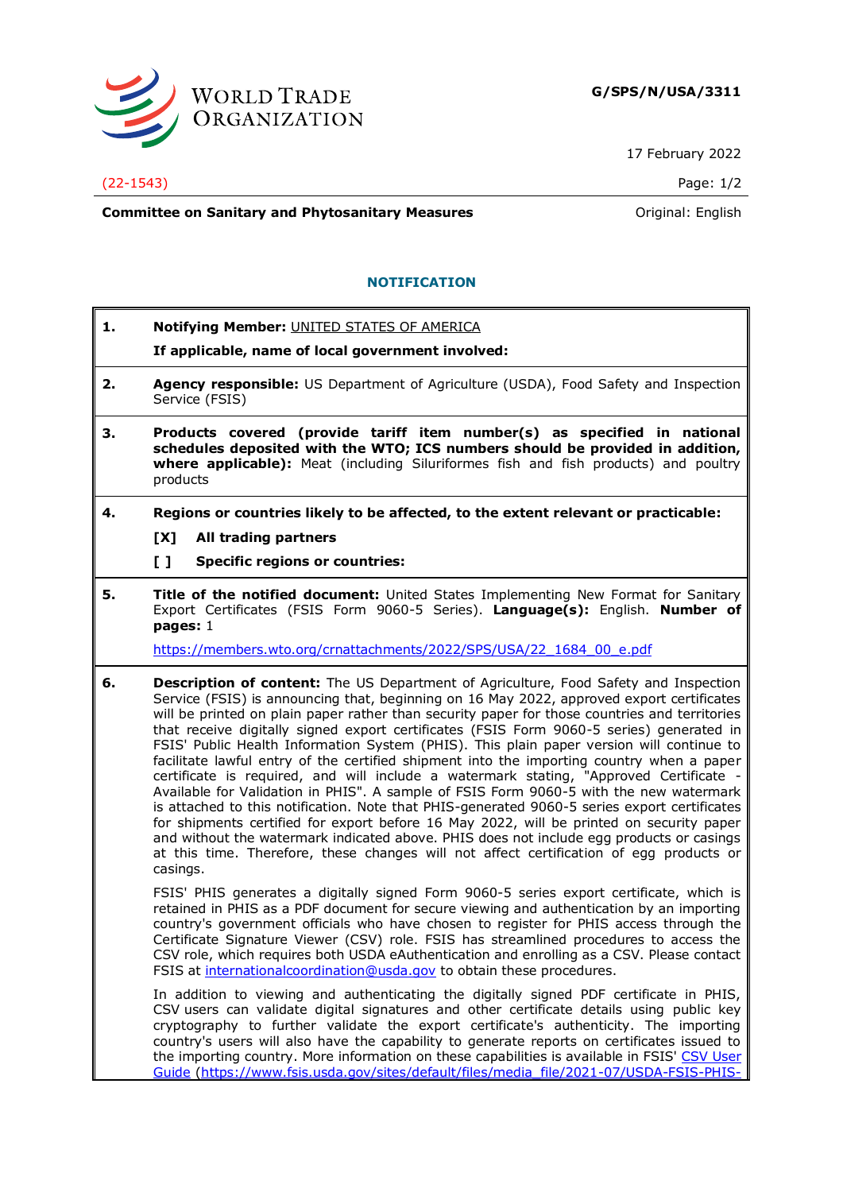**G/SPS/N/USA/3311**

17 February 2022

(22-1543)

**Committee on Sanitary and Phytosanitary Measures**

Original: English

## NOTIFICATION

**1.** **Notifying Member:** UNITED STATES OF AMERICA

**If applicable, name of local government involved:**

**2.** **Agency responsible:** US Department of Agriculture (USDA), Food Safety and Inspection Service (FSIS)

**3.** **Products covered (provide tariff item number(s) as specified in national schedules deposited with the WTO; ICS numbers should be provided in addition, where applicable):** Meat (including Siluriformes fish and fish products) and poultry products

**4.** **Regions or countries likely to be affected, to the extent relevant or practicable:**

**[X] All trading partners**

**[ ] Specific regions or countries:**

**5.** **Title of the notified document:** United States Implementing New Format for Sanitary Export Certificates (FSIS Form 9060-5 Series). **Language(s):** English. **Number of pages:** 1

https://members.wto.org/crnattachments/2022/SPS/USA/22_1684_00_e.pdf

**6.** **Description of content:** The US Department of Agriculture, Food Safety and Inspection Service (FSIS) is announcing that, beginning on 16 May 2022, approved export certificates will be printed on plain paper rather than security paper for those countries and territories that receive digitally signed export certificates (FSIS Form 9060-5 series) generated in FSIS' Public Health Information System (PHIS). This plain paper version will continue to facilitate lawful entry of the certified shipment into the importing country when a paper certificate is required, and will include a watermark stating, "Approved Certificate - Available for Validation in PHIS". A sample of FSIS Form 9060-5 with the new watermark is attached to this notification. Note that PHIS-generated 9060-5 series export certificates for shipments certified for export before 16 May 2022, will be printed on security paper and without the watermark indicated above. PHIS does not include egg products or casings at this time. Therefore, these changes will not affect certification of egg products or casings.

FSIS' PHIS generates a digitally signed Form 9060-5 series export certificate, which is retained in PHIS as a PDF document for secure viewing and authentication by an importing country's government officials who have chosen to register for PHIS access through the Certificate Signature Viewer (CSV) role. FSIS has streamlined procedures to access the CSV role, which requires both USDA eAuthentication and enrolling as a CSV. Please contact FSIS at internationalcoordination@usda.gov to obtain these procedures.

In addition to viewing and authenticating the digitally signed PDF certificate in PHIS, CSV users can validate digital signatures and other certificate details using public key cryptography to further validate the export certificate's authenticity. The importing country's users will also have the capability to generate reports on certificates issued to the importing country. More information on these capabilities is available in FSIS' CSV User Guide (https://www.fsis.usda.gov/sites/default/files/media_file/2021-07/USDA-FSIS-PHIS-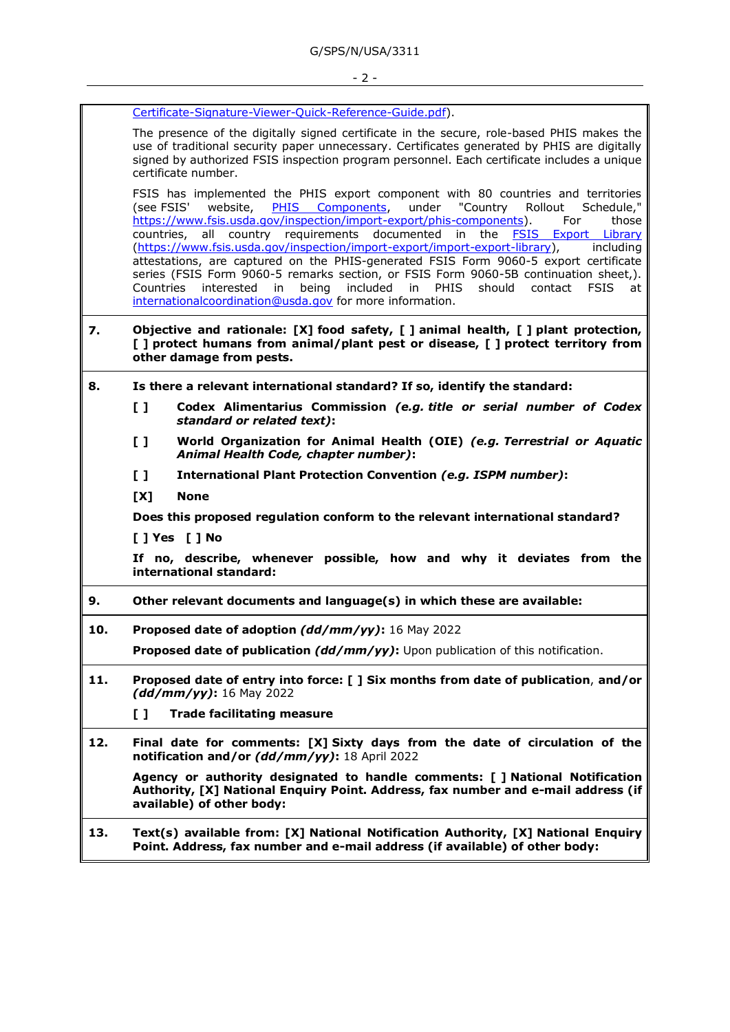Certificate-Signature-Viewer-Quick-Reference-Guide.pdf).

The presence of the digitally signed certificate in the secure, role-based PHIS makes the use of traditional security paper unnecessary. Certificates generated by PHIS are digitally signed by authorized FSIS inspection program personnel. Each certificate includes a unique certificate number.

FSIS has implemented the PHIS export component with 80 countries and territories (see FSIS' website, PHIS Components, under "Country Rollout Schedule," https://www.fsis.usda.gov/inspection/import-export/phis-components). For those countries, all country requirements documented in the FSIS Export Library (https://www.fsis.usda.gov/inspection/import-export/import-export-library), including attestations, are captured on the PHIS-generated FSIS Form 9060-5 export certificate series (FSIS Form 9060-5 remarks section, or FSIS Form 9060-5B continuation sheet,). Countries interested in being included in PHIS should contact FSIS at internationalcoordination@usda.gov for more information.

**7. Objective and rationale: [X] food safety, [ ] animal health, [ ] plant protection, [ ] protect humans from animal/plant pest or disease, [ ] protect territory from other damage from pests.**

**8. Is there a relevant international standard? If so, identify the standard:**

**[ ] Codex Alimentarius Commission *(e.g. title or serial number of Codex standard or related text)*:**

**[ ] World Organization for Animal Health (OIE) *(e.g. Terrestrial or Aquatic Animal Health Code, chapter number)*:**

**[ ] International Plant Protection Convention *(e.g. ISPM number)*:**

**[X] None**

**Does this proposed regulation conform to the relevant international standard?**

**[ ] Yes [ ] No**

**If no, describe, whenever possible, how and why it deviates from the international standard:**

**9. Other relevant documents and language(s) in which these are available:**

**10. Proposed date of adoption *(dd/mm/yy)*:** 16 May 2022

**Proposed date of publication *(dd/mm/yy)*:** Upon publication of this notification.

**11. Proposed date of entry into force: [ ] Six months from date of publication**, **and/or *(dd/mm/yy)*:** 16 May 2022

**[ ] Trade facilitating measure**

**12. Final date for comments: [X] Sixty days from the date of circulation of the notification and/or *(dd/mm/yy)*:** 18 April 2022

**Agency or authority designated to handle comments: [ ] National Notification Authority, [X] National Enquiry Point. Address, fax number and e-mail address (if available) of other body:**

**13. Text(s) available from: [X] National Notification Authority, [X] National Enquiry Point. Address, fax number and e-mail address (if available) of other body:**